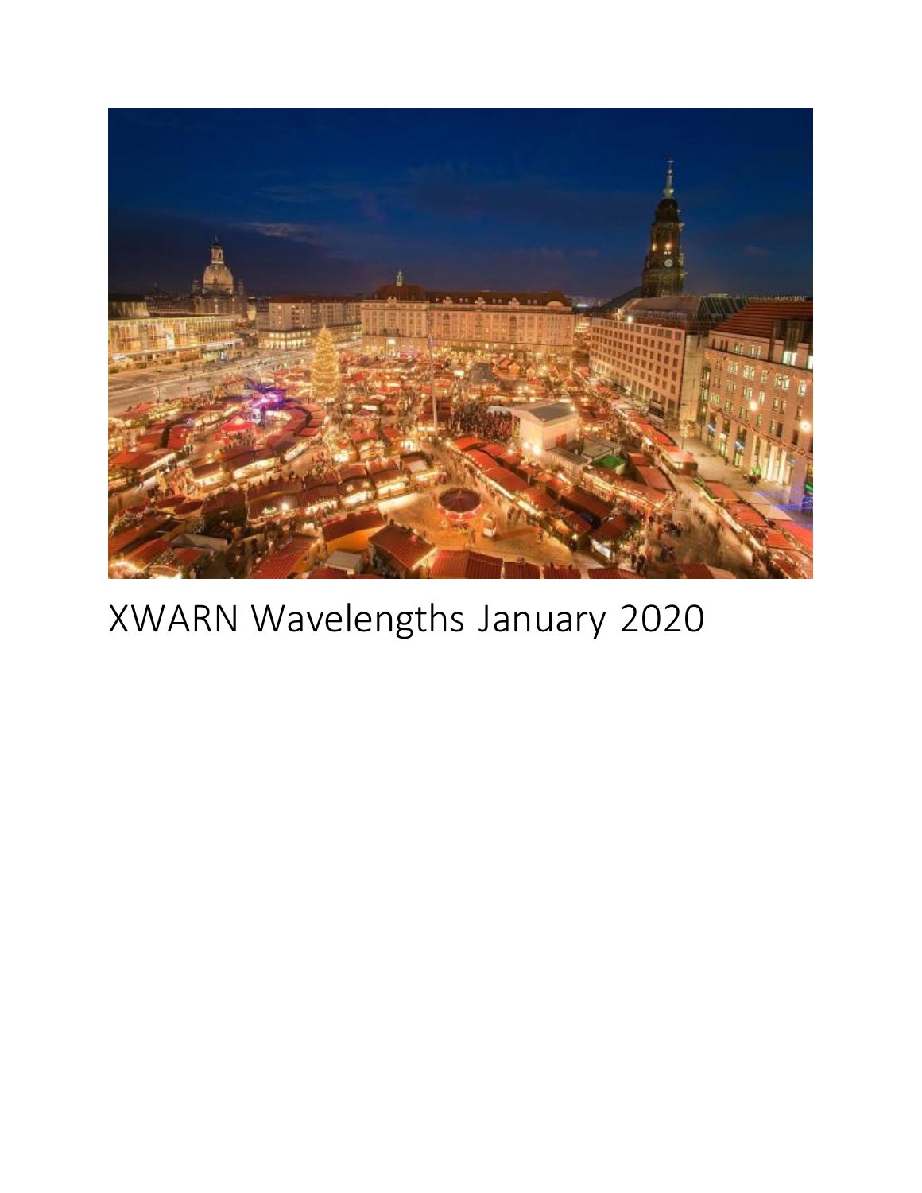# XWARN Wavelengths January 2020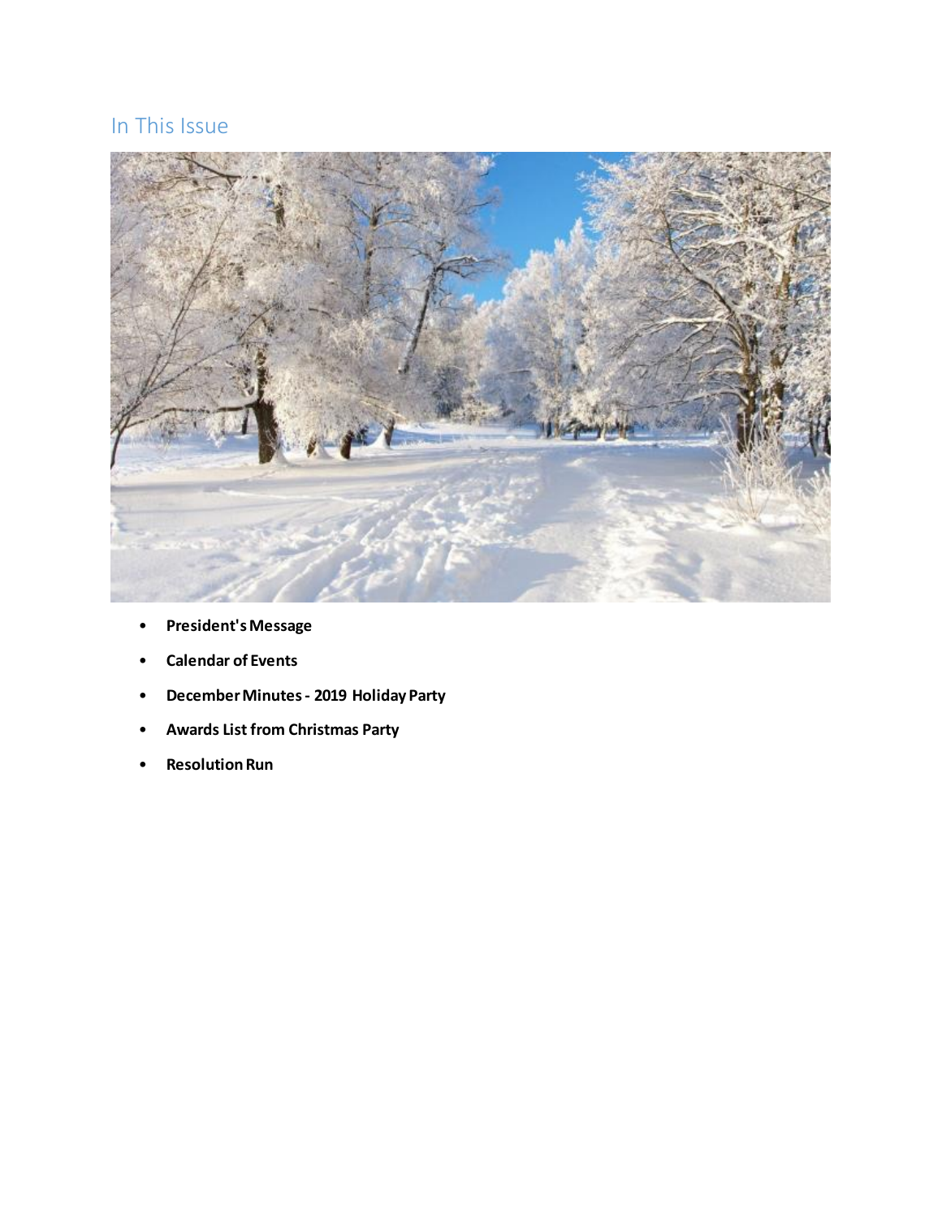## In This Issue

- **President's Message**
- **Calendar of Events**
- **December Minutes - 2019 Holiday Party**
- **Awards List from Christmas Party**
- **Resolution Run**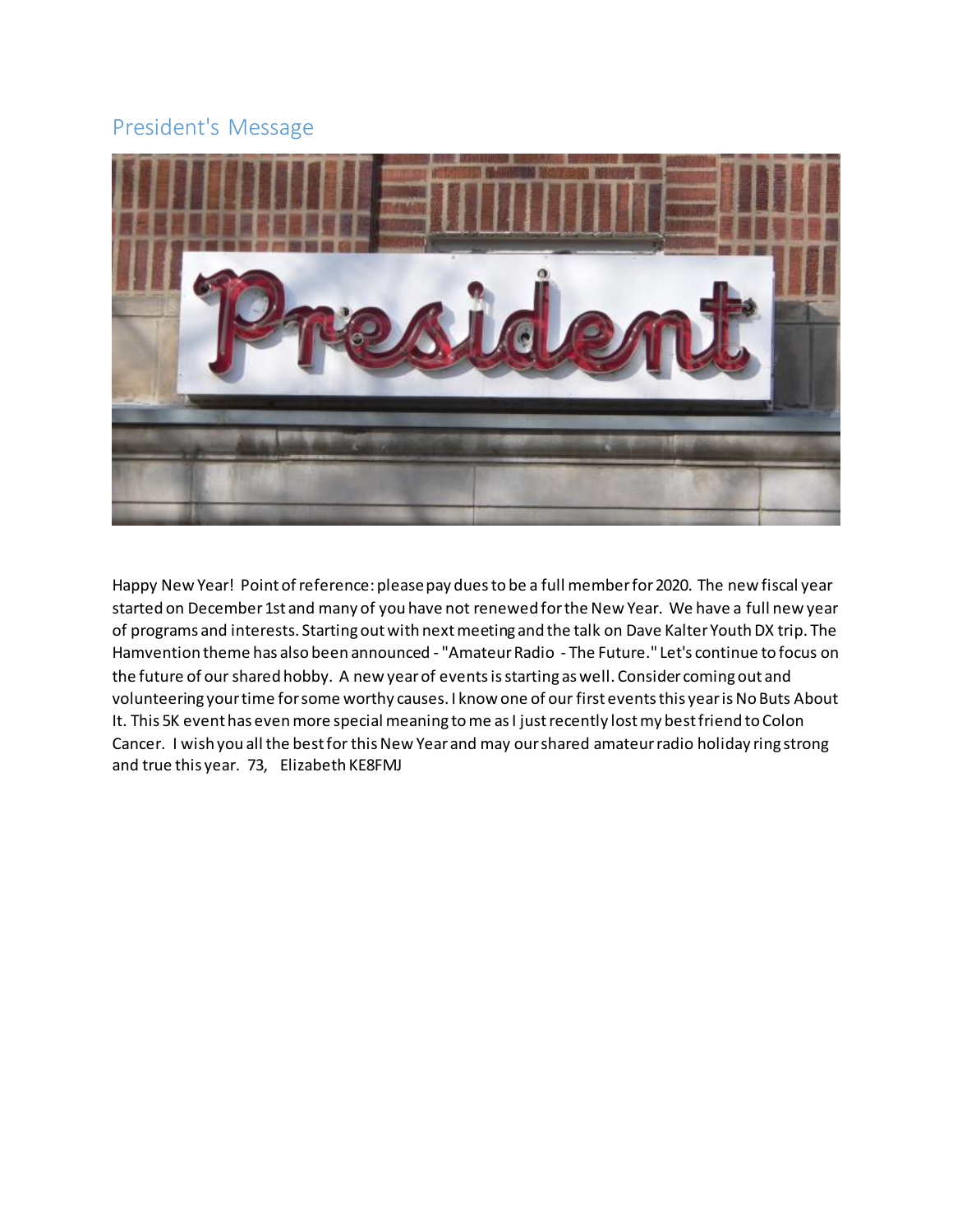## President's Message

Happy New Year! Point of reference: please pay dues to be a full member for 2020. The new fiscal year started on December 1st and many of you have not renewed for the New Year. We have a full new year of programs and interests. Starting out with next meeting and the talk on Dave Kalter Youth DX trip. The Hamvention theme has also been announced - "Amateur Radio - The Future." Let's continue to focus on the future of our shared hobby. A new year of events is starting as well. Consider coming out and volunteering your time for some worthy causes. I know one of our first events this year is No Buts About It. This 5K event has even more special meaning to me as I just recently lost my best friend to Colon Cancer. I wish you all the best for this New Year and may our shared amateur radio holiday ring strong and true this year. 73, Elizabeth KE8FMJ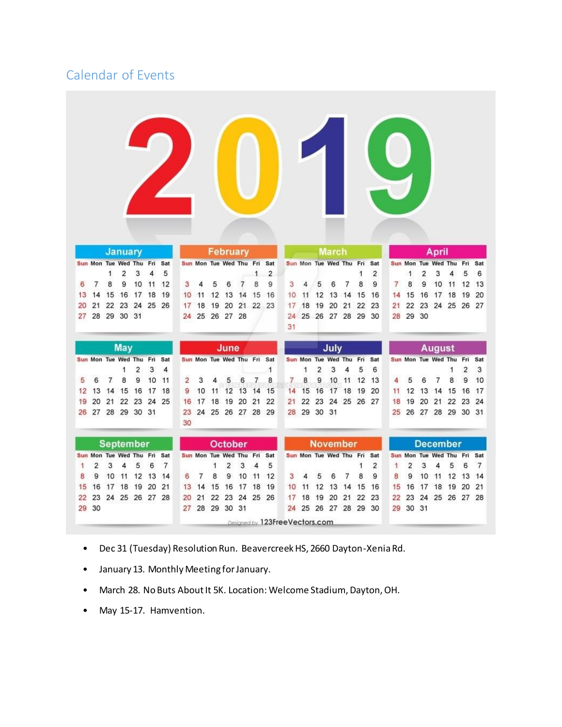## Calendar of Events

- Dec 31 (Tuesday) Resolution Run. Beavercreek HS, 2660 Dayton-Xenia Rd.
- January 13. Monthly Meeting for January.
- March 28. No Buts About It 5K. Location: Welcome Stadium, Dayton, OH.
- May 15-17. Hamvention.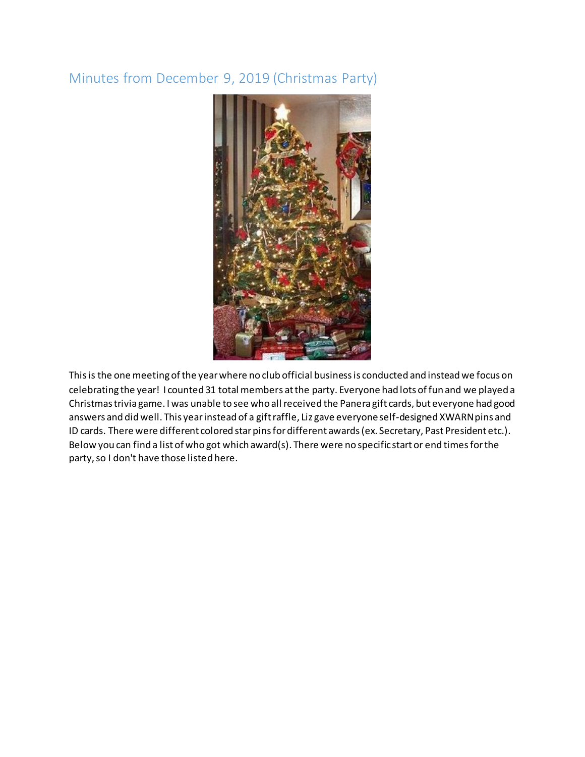## Minutes from December 9, 2019 (Christmas Party)

This is the one meeting of the year where no club official business is conducted and instead we focus on celebrating the year! I counted 31 total members at the party. Everyone had lots of fun and we played a Christmas trivia game. I was unable to see who all received the Panera gift cards, but everyone had good answers and did well. This year instead of a gift raffle, Liz gave everyone self-designed XWARN pins and ID cards. There were different colored star pins for different awards (ex. Secretary, Past President etc.). Below you can find a list of who got which award(s). There were no specific start or end times for the party, so I don't have those listed here.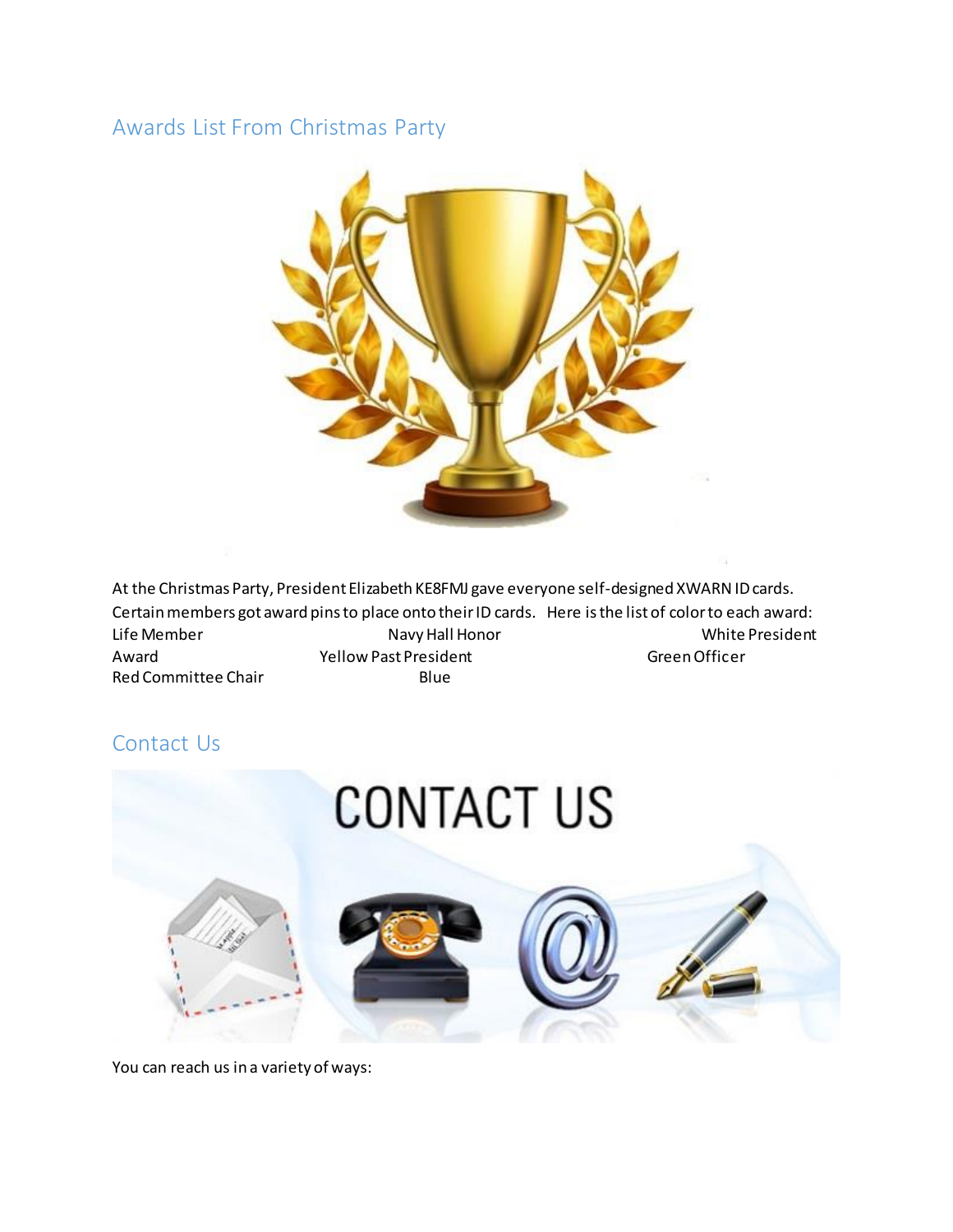## Awards List From Christmas Party

At the Christmas Party, President Elizabeth KE8FMJ gave everyone self-designed XWARN ID cards. Certain members got award pins to place onto their ID cards. Here is the list of color to each award:

Life Member Navy Hall Honor White President Award Yellow Past President Green Officer Red Committee Chair Blue

## Contact Us

You can reach us in a variety of ways: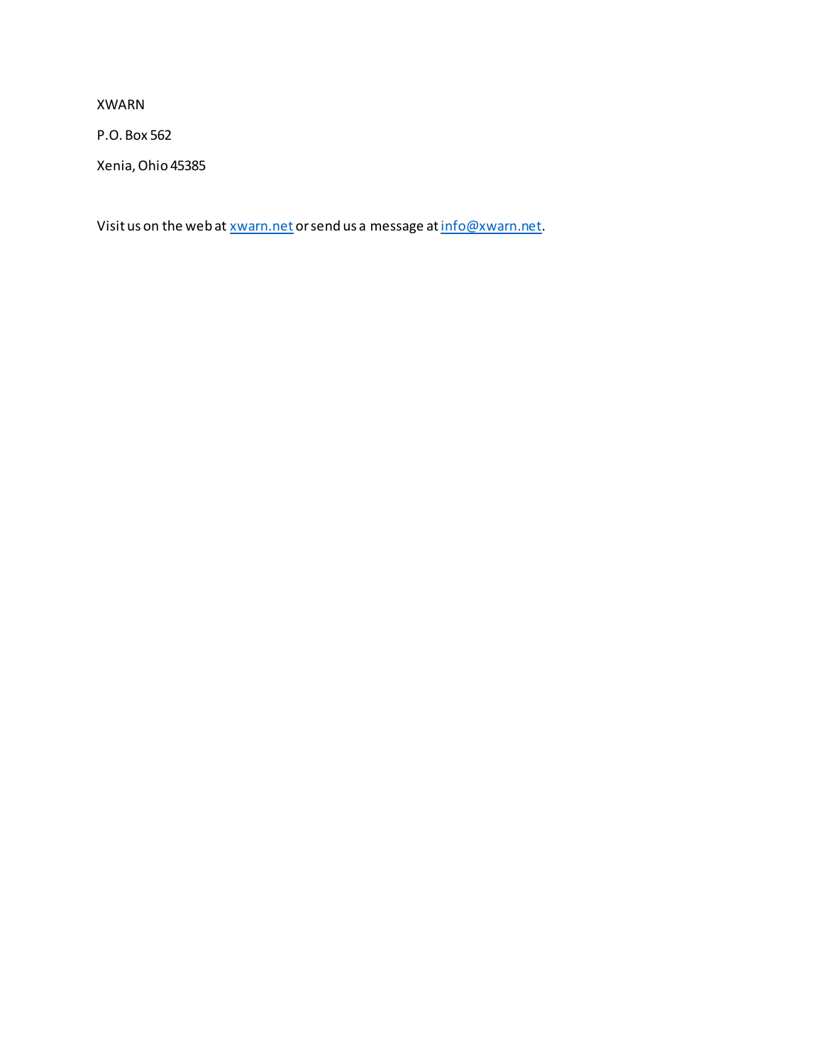XWARN

P.O. Box 562

Xenia, Ohio 45385

Visit us on the web at xwarn.net or send us a message at info@xwarn.net.